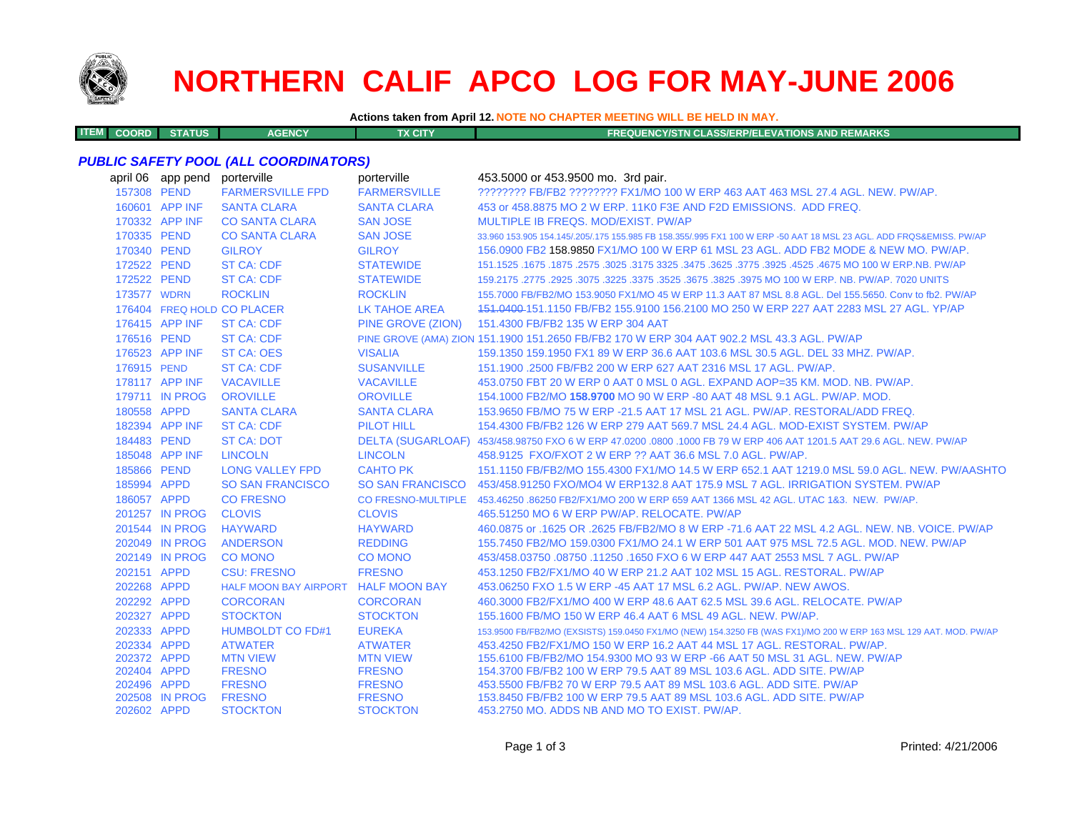# NORTHERN CALIF APCO LOG FOR MAY-JUNE 2006

**Actions taken from April 12.** NOTE NO CHAPTER MEETING WILL BE HELD IN MAY.

| ITEM COORD | STATUS | AGENCY | TX CITY | FREQUENCY/STN CLASS/ERP/ELEVATIONS AND REMARKS |
|---|---|---|---|---|

***PUBLIC SAFETY POOL (ALL COORDINATORS)***

| ITEM COORD | STATUS | AGENCY | TX CITY | FREQUENCY/STN CLASS/ERP/ELEVATIONS AND REMARKS |
|---|---|---|---|---|
| april 06 | app pend | porterville | porterville | 453.5000 or 453.9500 mo. 3rd pair. |
| 157308 | PEND | FARMERSVILLE FPD | FARMERSVILLE | ???????? FB/FB2 ???????? FX1/MO 100 W ERP 463 AAT 463 MSL 27.4 AGL. NEW. PW/AP. |
| 160601 | APP INF | SANTA CLARA | SANTA CLARA | 453 or 458.8875 MO 2 W ERP. 11K0 F3E AND F2D EMISSIONS. ADD FREQ. |
| 170332 | APP INF | CO SANTA CLARA | SAN JOSE | MULTIPLE IB FREQS. MOD/EXIST. PW/AP |
| 170335 | PEND | CO SANTA CLARA | SAN JOSE | 33.960 153.905 154.145/.205/.175 155.985 FB 158.355/.995 FX1 100 W ERP -50 AAT 18 MSL 23 AGL. ADD FRQS&EMISS. PW/AP |
| 170340 | PEND | GILROY | GILROY | 156.0900 FB2 158.9850 FX1/MO 100 W ERP 61 MSL 23 AGL. ADD FB2 MODE & NEW MO. PW/AP. |
| 172522 | PEND | ST CA: CDF | STATEWIDE | 151.1525 .1675 .1875 .2575 .3025 .3175 3325 .3475 .3625 .3775 .3925 .4525 .4675 MO 100 W ERP.NB. PW/AP |
| 172522 | PEND | ST CA: CDF | STATEWIDE | 159.2175 .2775 .2925 .3075 .3225 .3375 .3525 .3675 .3825 .3975 MO 100 W ERP. NB. PW/AP. 7020 UNITS |
| 173577 | WDRN | ROCKLIN | ROCKLIN | 155.7000 FB/FB2/MO 153.9050 FX1/MO 45 W ERP 11.3 AAT 87 MSL 8.8 AGL. Del 155.5650. Conv to fb2. PW/AP |
| 176404 | FREQ HOLD | CO PLACER | LK TAHOE AREA | ~~151.0400~~ 151.1150 FB/FB2 155.9100 156.2100 MO 250 W ERP 227 AAT 2283 MSL 27 AGL. YP/AP |
| 176415 | APP INF | ST CA: CDF | PINE GROVE (ZION) | 151.4300 FB/FB2 135 W ERP 304 AAT |
| 176516 | PEND | ST CA: CDF | PINE GROVE (AMA) ZION | 151.1900 151.2650 FB/FB2 170 W ERP 304 AAT 902.2 MSL 43.3 AGL. PW/AP |
| 176523 | APP INF | ST CA: OES | VISALIA | 159.1350 159.1950 FX1 89 W ERP 36.6 AAT 103.6 MSL 30.5 AGL. DEL 33 MHZ. PW/AP. |
| 176915 | PEND | ST CA: CDF | SUSANVILLE | 151.1900 .2500 FB/FB2 200 W ERP 627 AAT 2316 MSL 17 AGL. PW/AP. |
| 178117 | APP INF | VACAVILLE | VACAVILLE | 453.0750 FBT 20 W ERP 0 AAT 0 MSL 0 AGL. EXPAND AOP=35 KM. MOD. NB. PW/AP. |
| 179711 | IN PROG | OROVILLE | OROVILLE | 154.1000 FB2/MO **158.9700** MO 90 W ERP -80 AAT 48 MSL 9.1 AGL. PW/AP. MOD. |
| 180558 | APPD | SANTA CLARA | SANTA CLARA | 153.9650 FB/MO 75 W ERP -21.5 AAT 17 MSL 21 AGL. PW/AP. RESTORAL/ADD FREQ. |
| 182394 | APP INF | ST CA: CDF | PILOT HILL | 154.4300 FB/FB2 126 W ERP 279 AAT 569.7 MSL 24.4 AGL. MOD-EXIST SYSTEM. PW/AP |
| 184483 | PEND | ST CA: DOT | DELTA (SUGARLOAF) | 453/458.98750 FXO 6 W ERP 47.0200 .0800 .1000 FB 79 W ERP 406 AAT 1201.5 AAT 29.6 AGL. NEW. PW/AP |
| 185048 | APP INF | LINCOLN | LINCOLN | 458.9125 FXO/FXOT 2 W ERP ?? AAT 36.6 MSL 7.0 AGL. PW/AP. |
| 185866 | PEND | LONG VALLEY FPD | CAHTO PK | 151.1150 FB/FB2/MO 155.4300 FX1/MO 14.5 W ERP 652.1 AAT 1219.0 MSL 59.0 AGL. NEW. PW/AASHTO |
| 185994 | APPD | SO SAN FRANCISCO | SO SAN FRANCISCO | 453/458.91250 FXO/MO4 W ERP132.8 AAT 175.9 MSL 7 AGL. IRRIGATION SYSTEM. PW/AP |
| 186057 | APPD | CO FRESNO | CO FRESNO-MULTIPLE | 453.46250 .86250 FB2/FX1/MO 200 W ERP 659 AAT 1366 MSL 42 AGL. UTAC 1&3. NEW. PW/AP. |
| 201257 | IN PROG | CLOVIS | CLOVIS | 465.51250 MO 6 W ERP PW/AP. RELOCATE. PW/AP |
| 201544 | IN PROG | HAYWARD | HAYWARD | 460.0875 or .1625 OR .2625 FB/FB2/MO 8 W ERP -71.6 AAT 22 MSL 4.2 AGL. NEW. NB. VOICE. PW/AP |
| 202049 | IN PROG | ANDERSON | REDDING | 155.7450 FB2/MO 159.0300 FX1/MO 24.1 W ERP 501 AAT 975 MSL 72.5 AGL. MOD. NEW. PW/AP |
| 202149 | IN PROG | CO MONO | CO MONO | 453/458.03750 .08750 .11250 .1650 FXO 6 W ERP 447 AAT 2553 MSL 7 AGL. PW/AP |
| 202151 | APPD | CSU: FRESNO | FRESNO | 453.1250 FB2/FX1/MO 40 W ERP 21.2 AAT 102 MSL 15 AGL. RESTORAL. PW/AP |
| 202268 | APPD | HALF MOON BAY AIRPORT | HALF MOON BAY | 453.06250 FXO 1.5 W ERP -45 AAT 17 MSL 6.2 AGL. PW/AP. NEW AWOS. |
| 202292 | APPD | CORCORAN | CORCORAN | 460.3000 FB2/FX1/MO 400 W ERP 48.6 AAT 62.5 MSL 39.6 AGL. RELOCATE. PW/AP |
| 202327 | APPD | STOCKTON | STOCKTON | 155.1600 FB/MO 150 W ERP 46.4 AAT 6 MSL 49 AGL. NEW. PW/AP. |
| 202333 | APPD | HUMBOLDT CO FD#1 | EUREKA | 153.9500 FB/FB2/MO (EXSISTS) 159.0450 FX1/MO (NEW) 154.3250 FB (WAS FX1)/MO 200 W ERP 163 MSL 129 AAT. MOD. PW/AP |
| 202334 | APPD | ATWATER | ATWATER | 453.4250 FB2/FX1/MO 150 W ERP 16.2 AAT 44 MSL 17 AGL. RESTORAL. PW/AP. |
| 202372 | APPD | MTN VIEW | MTN VIEW | 155.6100 FB/FB2/MO 154.9300 MO 93 W ERP -66 AAT 50 MSL 31 AGL. NEW. PW/AP |
| 202404 | APPD | FRESNO | FRESNO | 154.3700 FB/FB2 100 W ERP 79.5 AAT 89 MSL 103.6 AGL. ADD SITE. PW/AP |
| 202496 | APPD | FRESNO | FRESNO | 453.5500 FB/FB2 70 W ERP 79.5 AAT 89 MSL 103.6 AGL. ADD SITE. PW/AP |
| 202508 | IN PROG | FRESNO | FRESNO | 153.8450 FB/FB2 100 W ERP 79.5 AAT 89 MSL 103.6 AGL. ADD SITE. PW/AP |
| 202602 | APPD | STOCKTON | STOCKTON | 453.2750 MO. ADDS NB AND MO TO EXIST. PW/AP. |

Printed: 4/21/2006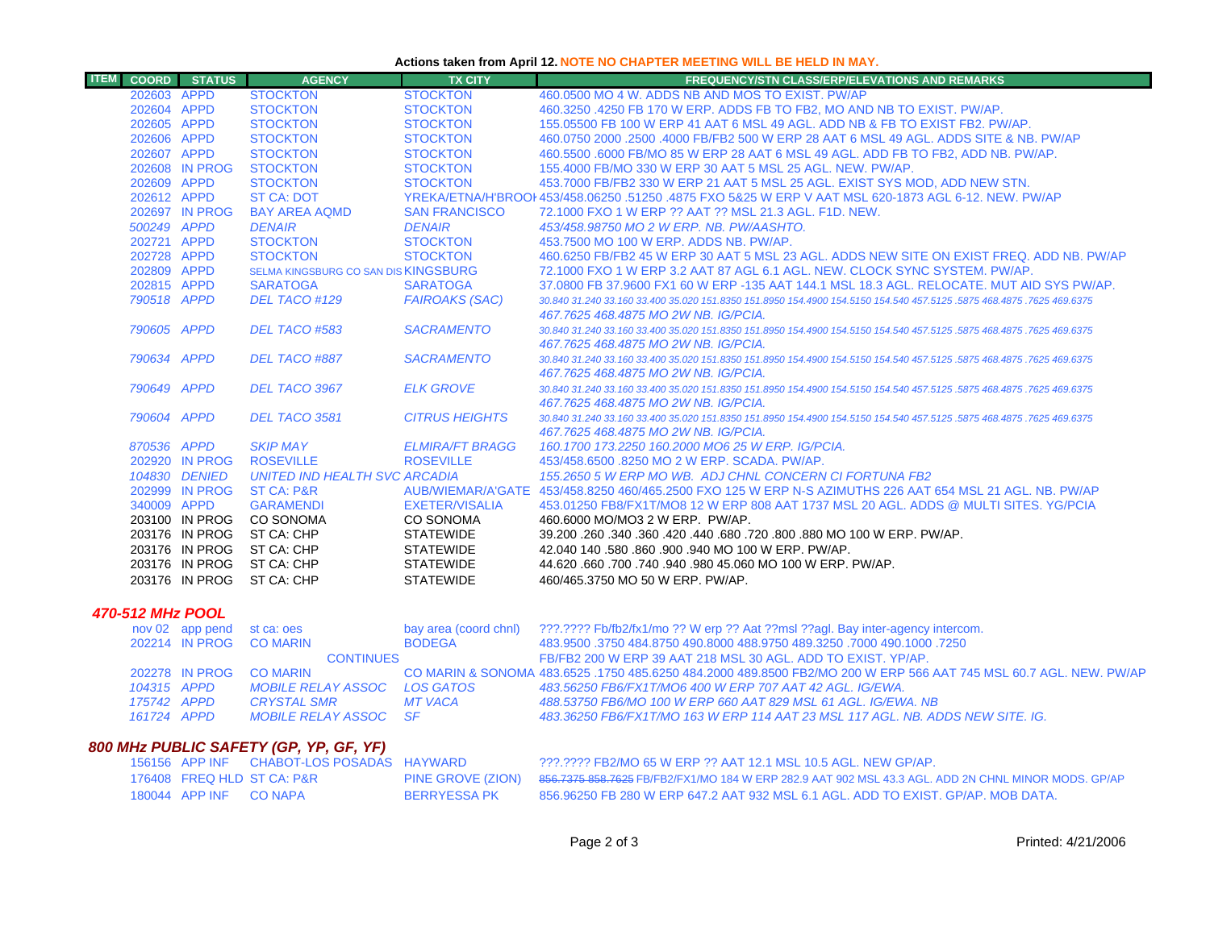**Actions taken from April 12. NOTE NO CHAPTER MEETING WILL BE HELD IN MAY.**

| ITEM | COORD | STATUS | AGENCY | TX CITY | FREQUENCY/STN CLASS/ERP/ELEVATIONS AND REMARKS |
|---|---|---|---|---|---|
| | 202603 | APPD | STOCKTON | STOCKTON | 460.0500 MO 4 W. ADDS NB AND MOS TO EXIST. PW/AP |
| | 202604 | APPD | STOCKTON | STOCKTON | 460.3250 .4250 FB 170 W ERP. ADDS FB TO FB2, MO AND NB TO EXIST. PW/AP. |
| | 202605 | APPD | STOCKTON | STOCKTON | 155.05500 FB 100 W ERP 41 AAT 6 MSL 49 AGL. ADD NB & FB TO EXIST FB2. PW/AP. |
| | 202606 | APPD | STOCKTON | STOCKTON | 460.0750 2000 .2500 .4000 FB/FB2 500 W ERP 28 AAT 6 MSL 49 AGL. ADDS SITE & NB. PW/AP |
| | 202607 | APPD | STOCKTON | STOCKTON | 460.5500 .6000 FB/MO 85 W ERP 28 AAT 6 MSL 49 AGL. ADD FB TO FB2, ADD NB. PW/AP. |
| | 202608 | IN PROG | STOCKTON | STOCKTON | 155.4000 FB/MO 330 W ERP 30 AAT 5 MSL 25 AGL. NEW. PW/AP. |
| | 202609 | APPD | STOCKTON | STOCKTON | 453.7000 FB/FB2 330 W ERP 21 AAT 5 MSL 25 AGL. EXIST SYS MOD, ADD NEW STN. |
| | 202612 | APPD | ST CA: DOT | YREKA/ETNA/H'BROOK | 453/458.06250 .51250 .4875 FXO 5&25 W ERP V AAT MSL 620-1873 AGL 6-12. NEW. PW/AP |
| | 202697 | IN PROG | BAY AREA AQMD | SAN FRANCISCO | 72.1000 FXO 1 W ERP ?? AAT ?? MSL 21.3 AGL. F1D. NEW. |
| | *500249* | *APPD* | *DENAIR* | *DENAIR* | *453/458.98750 MO 2 W ERP. NB. PW/AASHTO.* |
| | 202721 | APPD | STOCKTON | STOCKTON | 453.7500 MO 100 W ERP. ADDS NB. PW/AP. |
| | 202728 | APPD | STOCKTON | STOCKTON | 460.6250 FB/FB2 45 W ERP 30 AAT 5 MSL 23 AGL. ADDS NEW SITE ON EXIST FREQ. ADD NB. PW/AP |
| | 202809 | APPD | SELMA KINGSBURG CO SAN DIS | KINGSBURG | 72.1000 FXO 1 W ERP 3.2 AAT 87 AGL 6.1 AGL. NEW. CLOCK SYNC SYSTEM. PW/AP. |
| | 202815 | APPD | SARATOGA | SARATOGA | 37.0800 FB 37.9600 FX1 60 W ERP -135 AAT 144.1 MSL 18.3 AGL. RELOCATE. MUT AID SYS PW/AP. |
| | *790518* | *APPD* | *DEL TACO #129* | *FAIROAKS (SAC)* | *30.840 31.240 33.160 33.400 35.020 151.8350 151.8950 154.4900 154.5150 154.540 457.5125 .5875 468.4875 .7625 469.6375 467.7625 468.4875 MO 2W NB. IG/PCIA.* |
| | *790605* | *APPD* | *DEL TACO #583* | *SACRAMENTO* | *30.840 31.240 33.160 33.400 35.020 151.8350 151.8950 154.4900 154.5150 154.540 457.5125 .5875 468.4875 .7625 469.6375 467.7625 468.4875 MO 2W NB. IG/PCIA.* |
| | *790634* | *APPD* | *DEL TACO #887* | *SACRAMENTO* | *30.840 31.240 33.160 33.400 35.020 151.8350 151.8950 154.4900 154.5150 154.540 457.5125 .5875 468.4875 .7625 469.6375 467.7625 468.4875 MO 2W NB. IG/PCIA.* |
| | *790649* | *APPD* | *DEL TACO 3967* | *ELK GROVE* | *30.840 31.240 33.160 33.400 35.020 151.8350 151.8950 154.4900 154.5150 154.540 457.5125 .5875 468.4875 .7625 469.6375 467.7625 468.4875 MO 2W NB. IG/PCIA.* |
| | *790604* | *APPD* | *DEL TACO 3581* | *CITRUS HEIGHTS* | *30.840 31.240 33.160 33.400 35.020 151.8350 151.8950 154.4900 154.5150 154.540 457.5125 .5875 468.4875 .7625 469.6375 467.7625 468.4875 MO 2W NB. IG/PCIA.* |
| | *870536* | *APPD* | *SKIP MAY* | *ELMIRA/FT BRAGG* | *160.1700 173.2250 160.2000 MO6 25 W ERP. IG/PCIA.* |
| | 202920 | IN PROG | ROSEVILLE | ROSEVILLE | 453/458.6500 .8250 MO 2 W ERP. SCADA. PW/AP. |
| | *104830* | *DENIED* | *UNITED IND HEALTH SVC* | *ARCADIA* | *155.2650 5 W ERP MO WB. ADJ CHNL CONCERN CI FORTUNA FB2* |
| | 202999 | IN PROG | ST CA: P&R | AUB/WIEMAR/A'GATE | 453/458.8250 460/465.2500 FXO 125 W ERP N-S AZIMUTHS 226 AAT 654 MSL 21 AGL. NB. PW/AP |
| | 340009 | APPD | GARAMENDI | EXETER/VISALIA | 453.01250 FB8/FX1T/MO8 12 W ERP 808 AAT 1737 MSL 20 AGL. ADDS @ MULTI SITES. YG/PCIA |
| | 203100 | IN PROG | CO SONOMA | CO SONOMA | 460.6000 MO/MO3 2 W ERP. PW/AP. |
| | 203176 | IN PROG | ST CA: CHP | STATEWIDE | 39.200 .260 .340 .360 .420 .440 .680 .720 .800 .880 MO 100 W ERP. PW/AP. |
| | 203176 | IN PROG | ST CA: CHP | STATEWIDE | 42.040 140 .580 .860 .900 .940 MO 100 W ERP. PW/AP. |
| | 203176 | IN PROG | ST CA: CHP | STATEWIDE | 44.620 .660 .700 .740 .940 .980 45.060 MO 100 W ERP. PW/AP. |
| | 203176 | IN PROG | ST CA: CHP | STATEWIDE | 460/465.3750 MO 50 W ERP. PW/AP. |

## *470-512 MHz POOL*

| COORD | STATUS | AGENCY | TX CITY | FREQUENCY/STN CLASS/ERP/ELEVATIONS AND REMARKS |
|---|---|---|---|---|
| nov 02 | app pend | st ca: oes | bay area (coord chnl) | ???.???? Fb/fb2/fx1/mo ?? W erp ?? Aat ??msl ??agl. Bay inter-agency intercom. |
| 202214 | IN PROG | CO MARIN | BODEGA | 483.9500 .3750 484.8750 490.8000 488.9750 489.3250 .7000 490.1000 .7250 |
| | | CONTINUES | | FB/FB2 200 W ERP 39 AAT 218 MSL 30 AGL. ADD TO EXIST. YP/AP. |
| 202278 | IN PROG | CO MARIN | CO MARIN & SONOMA | 483.6525 .1750 485.6250 484.2000 489.8500 FB2/MO 200 W ERP 566 AAT 745 MSL 60.7 AGL. NEW. PW/AP |
| *104315* | *APPD* | *MOBILE RELAY ASSOC* | *LOS GATOS* | *483.56250 FB6/FX1T/MO6 400 W ERP 707 AAT 42 AGL. IG/EWA.* |
| *175742* | *APPD* | *CRYSTAL SMR* | *MT VACA* | *488.53750 FB6/MO 100 W ERP 660 AAT 829 MSL 61 AGL. IG/EWA. NB* |
| *161724* | *APPD* | *MOBILE RELAY ASSOC* | *SF* | *483.36250 FB6/FX1T/MO 163 W ERP 114 AAT 23 MSL 117 AGL. NB. ADDS NEW SITE. IG.* |

## *800 MHz PUBLIC SAFETY (GP, YP, GF, YF)*

| COORD | STATUS | AGENCY | TX CITY | FREQUENCY/STN CLASS/ERP/ELEVATIONS AND REMARKS |
|---|---|---|---|---|
| 156156 | APP INF | CHABOT-LOS POSADAS | HAYWARD | ???.???? FB2/MO 65 W ERP ?? AAT 12.1 MSL 10.5 AGL. NEW GP/AP. |
| 176408 | FREQ HLD | ST CA: P&R | PINE GROVE (ZION) | ~~856.7375 858.7625~~ FB/FB2/FX1/MO 184 W ERP 282.9 AAT 902 MSL 43.3 AGL. ADD 2N CHNL MINOR MODS. GP/AP |
| 180044 | APP INF | CO NAPA | BERRYESSA PK | 856.96250 FB 280 W ERP 647.2 AAT 932 MSL 6.1 AGL. ADD TO EXIST. GP/AP. MOB DATA. |

Printed: 4/21/2006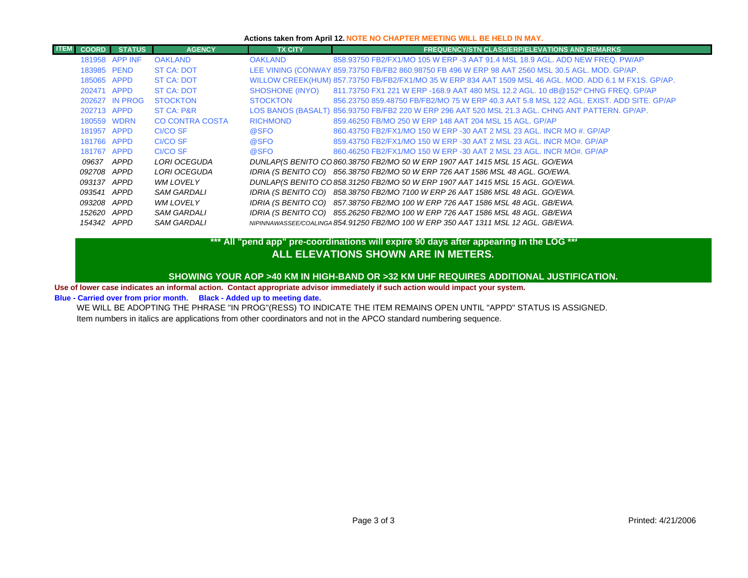**Actions taken from April 12.** **NOTE NO CHAPTER MEETING WILL BE HELD IN MAY.**

| ITEM | COORD | STATUS | AGENCY | TX CITY | FREQUENCY/STN CLASS/ERP/ELEVATIONS AND REMARKS |
|---|---|---|---|---|---|
| | 181958 | APP INF | OAKLAND | OAKLAND | 858.93750 FB2/FX1/MO 105 W ERP -3 AAT 91.4 MSL 18.9 AGL. ADD NEW FREQ. PW/AP |
| | 183985 | PEND | ST CA: DOT | LEE VINING (CONWAY | 859.73750 FB/FB2 860.98750 FB 496 W ERP 98 AAT 2560 MSL 30.5 AGL. MOD. GP/AP. |
| | 185065 | APPD | ST CA: DOT | WILLOW CREEK(HUM) | 857.73750 FB/FB2/FX1/MO 35 W ERP 834 AAT 1509 MSL 46 AGL. MOD. ADD 6.1 M FX1S. GP/AP. |
| | 202471 | APPD | ST CA: DOT | SHOSHONE (INYO) | 811.73750 FX1 221 W ERP -168.9 AAT 480 MSL 12.2 AGL. 10 dB@152º CHNG FREQ. GP/AP |
| | 202627 | IN PROG | STOCKTON | STOCKTON | 856.23750 859.48750 FB/FB2/MO 75 W ERP 40.3 AAT 5.8 MSL 122 AGL. EXIST. ADD SITE. GP/AP |
| | 202713 | APPD | ST CA: P&R | LOS BANOS (BASALT) | 856.93750 FB/FB2 220 W ERP 296 AAT 520 MSL 21.3 AGL. CHNG ANT PATTERN. GP/AP. |
| | 180559 | WDRN | CO CONTRA COSTA | RICHMOND | 859.46250 FB/MO 250 W ERP 148 AAT 204 MSL 15 AGL. GP/AP |
| | 181957 | APPD | CI/CO SF | @SFO | 860.43750 FB2/FX1/MO 150 W ERP -30 AAT 2 MSL 23 AGL. INCR MO #. GP/AP |
| | 181766 | APPD | CI/CO SF | @SFO | 859.43750 FB2/FX1/MO 150 W ERP -30 AAT 2 MSL 23 AGL. INCR MO#. GP/AP |
| | 181767 | APPD | CI/CO SF | @SFO | 860.46250 FB2/FX1/MO 150 W ERP -30 AAT 2 MSL 23 AGL. INCR MO#. GP/AP |
| | *09637* | *APPD* | *LORI OCEGUDA* | *DUNLAP(S BENITO CO* | *860.38750 FB2/MO 50 W ERP 1907 AAT 1415 MSL 15 AGL. GO/EWA* |
| | *092708* | *APPD* | *LORI OCEGUDA* | *IDRIA (S BENITO CO)* | *856.38750 FB2/MO 50 W ERP 726 AAT 1586 MSL 48 AGL. GO/EWA.* |
| | *093137* | *APPD* | *WM LOVELY* | *DUNLAP(S BENITO CO* | *858.31250 FB2/MO 50 W ERP 1907 AAT 1415 MSL 15 AGL. GO/EWA.* |
| | *093541* | *APPD* | *SAM GARDALI* | *IDRIA (S BENITO CO)* | *858.38750 FB2/MO 7100 W ERP 26 AAT 1586 MSL 48 AGL. GO/EWA.* |
| | *093208* | *APPD* | *WM LOVELY* | *IDRIA (S BENITO CO)* | *857.38750 FB2/MO 100 W ERP 726 AAT 1586 MSL 48 AGL. GB/EWA.* |
| | *152620* | *APPD* | *SAM GARDALI* | *IDRIA (S BENITO CO)* | *855.26250 FB2/MO 100 W ERP 726 AAT 1586 MSL 48 AGL. GB/EWA* |
| | *154342* | *APPD* | *SAM GARDALI* | *NIPINNAWASSEE/COALINGA* | *854.91250 FB2/MO 100 W ERP 350 AAT 1311 MSL 12 AGL. GB/EWA.* |

**\*\*\* All "pend app" pre-coordinations will expire 90 days after appearing in the LOG \*\*\***

**ALL ELEVATIONS SHOWN ARE IN METERS.**

**SHOWING YOUR AOP >40 KM IN HIGH-BAND OR >32 KM UHF REQUIRES ADDITIONAL JUSTIFICATION.**

**Use of lower case indicates an informal action. Contact appropriate advisor immediately if such action would impact your system.**

**Blue - Carried over from prior month. Black - Added up to meeting date.**

WE WILL BE ADOPTING THE PHRASE "IN PROG"(RESS) TO INDICATE THE ITEM REMAINS OPEN UNTIL "APPD" STATUS IS ASSIGNED.

Item numbers in italics are applications from other coordinators and not in the APCO standard numbering sequence.

Printed: 4/21/2006